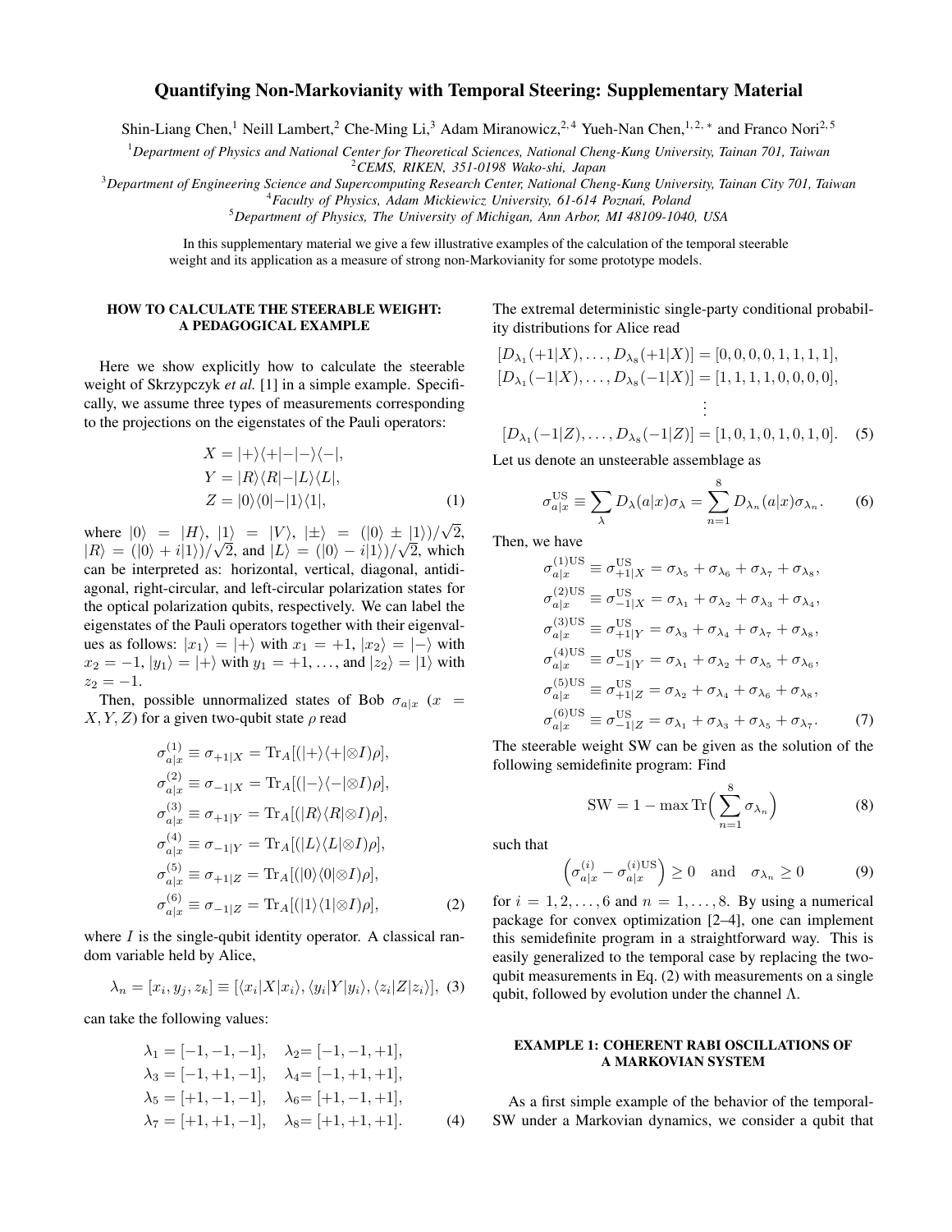# Quantifying Non-Markovianity with Temporal Steering: Supplementary Material

Shin-Liang Chen,[1] Neill Lambert,[2] Che-Ming Li,[3] Adam Miranowicz,[2,4] Yueh-Nan Chen,[1,2,*] and Franco Nori[2,5]

[1] *Department of Physics and National Center for Theoretical Sciences, National Cheng-Kung University, Tainan 701, Taiwan*
[2] *CEMS, RIKEN, 351-0198 Wako-shi, Japan*
[3] *Department of Engineering Science and Supercomputing Research Center, National Cheng-Kung University, Tainan City 701, Taiwan*
[4] *Faculty of Physics, Adam Mickiewicz University, 61-614 Poznań, Poland*
[5] *Department of Physics, The University of Michigan, Ann Arbor, MI 48109-1040, USA*

In this supplementary material we give a few illustrative examples of the calculation of the temporal steerable weight and its application as a measure of strong non-Markovianity for some prototype models.

## HOW TO CALCULATE THE STEERABLE WEIGHT: A PEDAGOGICAL EXAMPLE

Here we show explicitly how to calculate the steerable weight of Skrzypczyk *et al.* [1] in a simple example. Specifically, we assume three types of measurements corresponding to the projections on the eigenstates of the Pauli operators:

$$
\begin{aligned}
X &= |+\rangle\langle+|-|-\rangle\langle-|,\\
Y &= |R\rangle\langle R|-|L\rangle\langle L|,\\
Z &= |0\rangle\langle 0|-|1\rangle\langle 1|,
\end{aligned}
\tag{1}
$$

where $|0\rangle = |H\rangle$, $|1\rangle = |V\rangle$, $|\pm\rangle = (|0\rangle \pm |1\rangle)/\sqrt{2}$, $|R\rangle = (|0\rangle + i|1\rangle)/\sqrt{2}$, and $|L\rangle = (|0\rangle - i|1\rangle)/\sqrt{2}$, which can be interpreted as: horizontal, vertical, diagonal, antidiagonal, right-circular, and left-circular polarization states for the optical polarization qubits, respectively. We can label the eigenstates of the Pauli operators together with their eigenvalues as follows: $|x_1\rangle = |+\rangle$ with $x_1 = +1$, $|x_2\rangle = |-\rangle$ with $x_2 = -1$, $|y_1\rangle = |+\rangle$ with $y_1 = +1, \ldots$, and $|z_2\rangle = |1\rangle$ with $z_2 = -1$.

Then, possible unnormalized states of Bob $\sigma_{a|x}$ ($x = X, Y, Z$) for a given two-qubit state $\rho$ read

$$
\begin{aligned}
\sigma^{(1)}_{a|x} &\equiv \sigma_{+1|X} = \mathrm{Tr}_A[(|+\rangle\langle+|\otimes I)\rho],\\
\sigma^{(2)}_{a|x} &\equiv \sigma_{-1|X} = \mathrm{Tr}_A[(|-\rangle\langle-|\otimes I)\rho],\\
\sigma^{(3)}_{a|x} &\equiv \sigma_{+1|Y} = \mathrm{Tr}_A[(|R\rangle\langle R|\otimes I)\rho],\\
\sigma^{(4)}_{a|x} &\equiv \sigma_{-1|Y} = \mathrm{Tr}_A[(|L\rangle\langle L|\otimes I)\rho],\\
\sigma^{(5)}_{a|x} &\equiv \sigma_{+1|Z} = \mathrm{Tr}_A[(|0\rangle\langle 0|\otimes I)\rho],\\
\sigma^{(6)}_{a|x} &\equiv \sigma_{-1|Z} = \mathrm{Tr}_A[(|1\rangle\langle 1|\otimes I)\rho],
\end{aligned}
\tag{2}
$$

where $I$ is the single-qubit identity operator. A classical random variable held by Alice,

$$
\lambda_n = [x_i, y_j, z_k] \equiv [\langle x_i|X|x_i\rangle, \langle y_i|Y|y_i\rangle, \langle z_i|Z|z_i\rangle], \tag{3}
$$

can take the following values:

$$
\begin{aligned}
\lambda_1 &= [-1,-1,-1], & \lambda_2 &= [-1,-1,+1],\\
\lambda_3 &= [-1,+1,-1], & \lambda_4 &= [-1,+1,+1],\\
\lambda_5 &= [+1,-1,-1], & \lambda_6 &= [+1,-1,+1],\\
\lambda_7 &= [+1,+1,-1], & \lambda_8 &= [+1,+1,+1].
\end{aligned}
\tag{4}
$$

The extremal deterministic single-party conditional probability distributions for Alice read

$$
\begin{aligned}
[D_{\lambda_1}(+1|X), \ldots, D_{\lambda_8}(+1|X)] &= [0,0,0,0,1,1,1,1],\\
[D_{\lambda_1}(-1|X), \ldots, D_{\lambda_8}(-1|X)] &= [1,1,1,1,0,0,0,0],\\
&\vdots\\
[D_{\lambda_1}(-1|Z), \ldots, D_{\lambda_8}(-1|Z)] &= [1,0,1,0,1,0,1,0].
\end{aligned}
\tag{5}
$$

Let us denote an unsteerable assemblage as

$$
\sigma^{\mathrm{US}}_{a|x} \equiv \sum_{\lambda} D_{\lambda}(a|x)\sigma_{\lambda} = \sum_{n=1}^{8} D_{\lambda_n}(a|x)\sigma_{\lambda_n}. \tag{6}
$$

Then, we have

$$
\begin{aligned}
\sigma^{(1)\mathrm{US}}_{a|x} &\equiv \sigma^{\mathrm{US}}_{+1|X} = \sigma_{\lambda_5} + \sigma_{\lambda_6} + \sigma_{\lambda_7} + \sigma_{\lambda_8},\\
\sigma^{(2)\mathrm{US}}_{a|x} &\equiv \sigma^{\mathrm{US}}_{-1|X} = \sigma_{\lambda_1} + \sigma_{\lambda_2} + \sigma_{\lambda_3} + \sigma_{\lambda_4},\\
\sigma^{(3)\mathrm{US}}_{a|x} &\equiv \sigma^{\mathrm{US}}_{+1|Y} = \sigma_{\lambda_3} + \sigma_{\lambda_4} + \sigma_{\lambda_7} + \sigma_{\lambda_8},\\
\sigma^{(4)\mathrm{US}}_{a|x} &\equiv \sigma^{\mathrm{US}}_{-1|Y} = \sigma_{\lambda_1} + \sigma_{\lambda_2} + \sigma_{\lambda_5} + \sigma_{\lambda_6},\\
\sigma^{(5)\mathrm{US}}_{a|x} &\equiv \sigma^{\mathrm{US}}_{+1|Z} = \sigma_{\lambda_2} + \sigma_{\lambda_4} + \sigma_{\lambda_6} + \sigma_{\lambda_8},\\
\sigma^{(6)\mathrm{US}}_{a|x} &\equiv \sigma^{\mathrm{US}}_{-1|Z} = \sigma_{\lambda_1} + \sigma_{\lambda_3} + \sigma_{\lambda_5} + \sigma_{\lambda_7}.
\end{aligned}
\tag{7}
$$

The steerable weight SW can be given as the solution of the following semidefinite program: Find

$$
\mathrm{SW} = 1 - \max \mathrm{Tr}\Big(\sum_{n=1}^{8} \sigma_{\lambda_n}\Big) \tag{8}
$$

such that

$$
\Big(\sigma^{(i)}_{a|x} - \sigma^{(i)\mathrm{US}}_{a|x}\Big) \geq 0 \quad \text{and} \quad \sigma_{\lambda_n} \geq 0 \tag{9}
$$

for $i = 1, 2, \ldots, 6$ and $n = 1, \ldots, 8$. By using a numerical package for convex optimization [2–4], one can implement this semidefinite program in a straightforward way. This is easily generalized to the temporal case by replacing the two-qubit measurements in Eq. (2) with measurements on a single qubit, followed by evolution under the channel $\Lambda$.

## EXAMPLE 1: COHERENT RABI OSCILLATIONS OF A MARKOVIAN SYSTEM

As a first simple example of the behavior of the temporal-SW under a Markovian dynamics, we consider a qubit that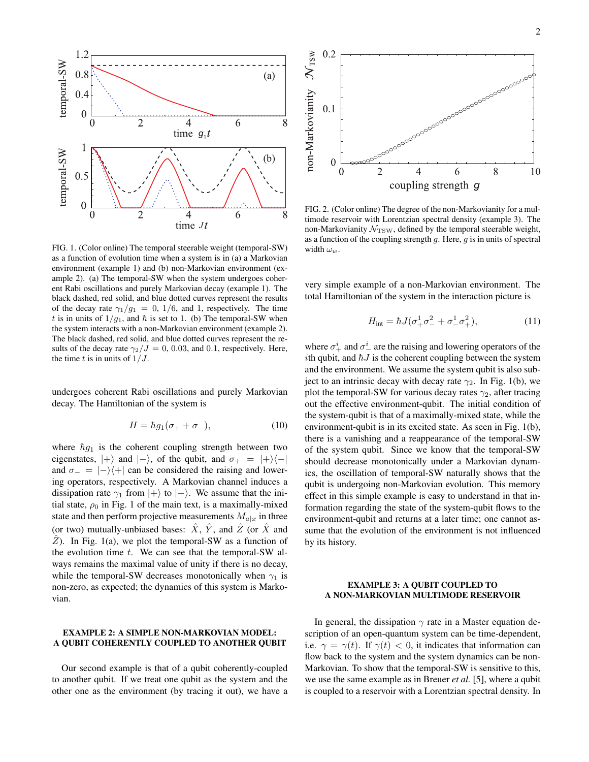temporal-SW

1.2

0.8

0.4

0

0 2 4 6 8

time $g_1 t$

(a)

temporal-SW

1

0.5

0

0 2 4 6 8

time $Jt$

(b)

FIG. 1. (Color online) The temporal steerable weight (temporal-SW) as a function of evolution time when a system is in (a) a Markovian environment (example 1) and (b) non-Markovian environment (example 2). (a) The temporal-SW when the system undergoes coherent Rabi oscillations and purely Markovian decay (example 1). The black dashed, red solid, and blue dotted curves represent the results of the decay rate $\gamma_1/g_1 = 0$, $1/6$, and $1$, respectively. The time $t$ is in units of $1/g_1$, and $\hbar$ is set to 1. (b) The temporal-SW when the system interacts with a non-Markovian environment (example 2). The black dashed, red solid, and blue dotted curves represent the results of the decay rate $\gamma_2/J = 0$, $0.03$, and $0.1$, respectively. Here, the time $t$ is in units of $1/J$.

undergoes coherent Rabi oscillations and purely Markovian decay. The Hamiltonian of the system is

$$H = \hbar g_1(\sigma_+ + \sigma_-), \tag{10}$$

where $\hbar g_1$ is the coherent coupling strength between two eigenstates, $|+\rangle$ and $|-\rangle$, of the qubit, and $\sigma_+ = |+\rangle\langle-|$ and $\sigma_- = |-\rangle\langle+|$ can be considered the raising and lowering operators, respectively. A Markovian channel induces a dissipation rate $\gamma_1$ from $|+\rangle$ to $|-\rangle$. We assume that the initial state, $\rho_0$ in Fig. 1 of the main text, is a maximally-mixed state and then perform projective measurements $M_{a|x}$ in three (or two) mutually-unbiased bases: $\hat{X}$, $\hat{Y}$, and $\hat{Z}$ (or $\hat{X}$ and $\hat{Z}$). In Fig. 1(a), we plot the temporal-SW as a function of the evolution time $t$. We can see that the temporal-SW always remains the maximal value of unity if there is no decay, while the temporal-SW decreases monotonically when $\gamma_1$ is non-zero, as expected; the dynamics of this system is Markovian.

## EXAMPLE 2: A SIMPLE NON-MARKOVIAN MODEL: A QUBIT COHERENTLY COUPLED TO ANOTHER QUBIT

Our second example is that of a qubit coherently-coupled to another qubit. If we treat one qubit as the system and the other one as the environment (by tracing it out), we have a very simple example of a non-Markovian environment. The total Hamiltonian of the system in the interaction picture is

$$H_{\text{int}} = \hbar J(\sigma_+^1\sigma_-^2 + \sigma_-^1\sigma_+^2), \tag{11}$$

where $\sigma_+^i$ and $\sigma_-^i$ are the raising and lowering operators of the $i$th qubit, and $\hbar J$ is the coherent coupling between the system and the environment. We assume the system qubit is also subject to an intrinsic decay with decay rate $\gamma_2$. In Fig. 1(b), we plot the temporal-SW for various decay rates $\gamma_2$, after tracing out the effective environment-qubit. The initial condition of the system-qubit is that of a maximally-mixed state, while the environment-qubit is in its excited state. As seen in Fig. 1(b), there is a vanishing and a reappearance of the temporal-SW of the system qubit. Since we know that the temporal-SW should decrease monotonically under a Markovian dynamics, the oscillation of temporal-SW naturally shows that the qubit is undergoing non-Markovian evolution. This memory effect in this simple example is easy to understand in that information regarding the state of the system-qubit flows to the environment-qubit and returns at a later time; one cannot assume that the evolution of the environment is not influenced by its history.

non-Markovianity $\mathcal{N}_{\text{TSW}}$

0.2

0.1

0

0 2 4 6 8 10

coupling strength $g$

FIG. 2. (Color online) The degree of the non-Markovianity for a multimode reservoir with Lorentzian spectral density (example 3). The non-Markovianity $\mathcal{N}_{\text{TSW}}$, defined by the temporal steerable weight, as a function of the coupling strength $g$. Here, $g$ is in units of spectral width $\omega_w$.

## EXAMPLE 3: A QUBIT COUPLED TO A NON-MARKOVIAN MULTIMODE RESERVOIR

In general, the dissipation $\gamma$ rate in a Master equation description of an open-quantum system can be time-dependent, i.e. $\gamma = \gamma(t)$. If $\gamma(t) < 0$, it indicates that information can flow back to the system and the system dynamics can be non-Markovian. To show that the temporal-SW is sensitive to this, we use the same example as in Breuer *et al.* [5], where a qubit is coupled to a reservoir with a Lorentzian spectral density. In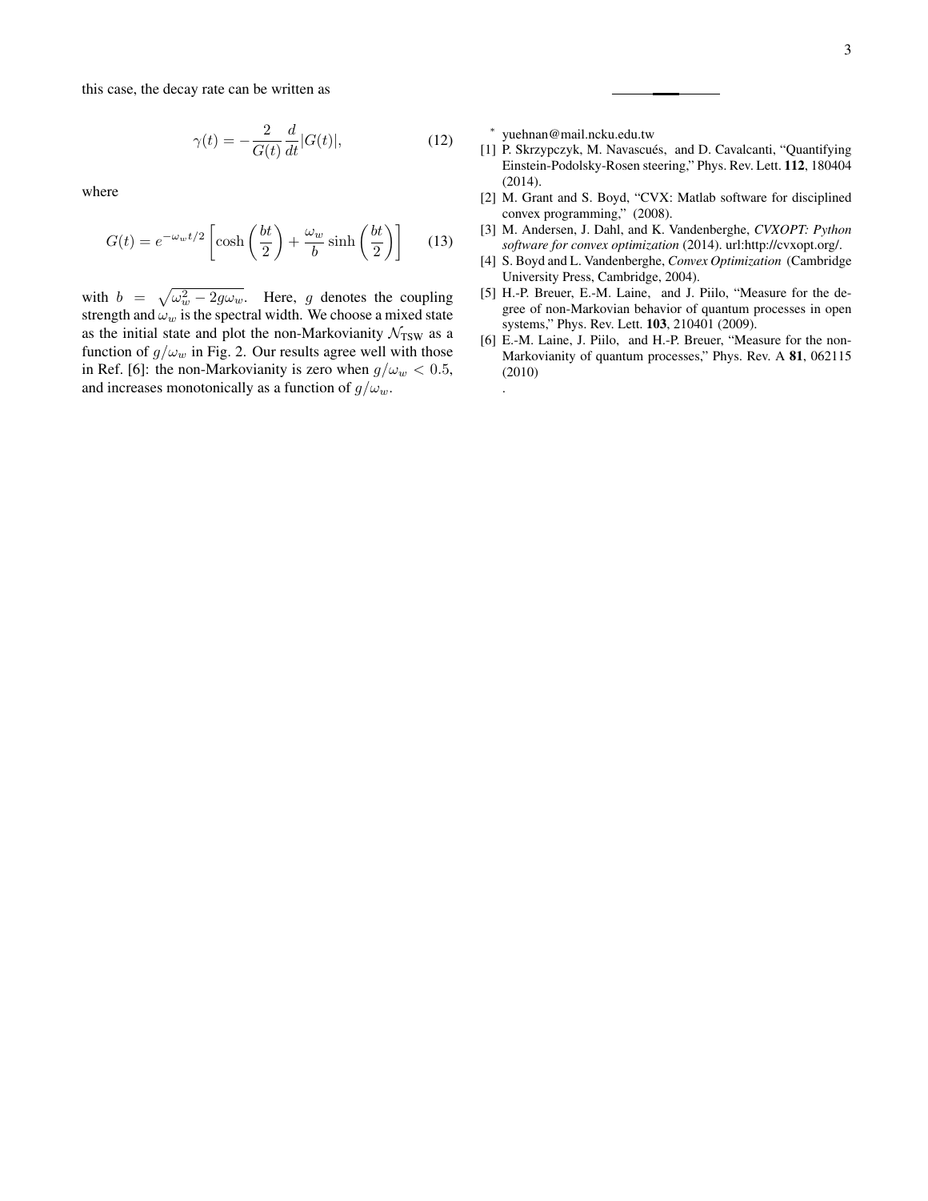this case, the decay rate can be written as

$$\gamma(t) = -\frac{2}{G(t)}\frac{d}{dt}|G(t)|, \tag{12}$$

where

$$G(t) = e^{-\omega_w t/2}\left[\cosh\left(\frac{bt}{2}\right) + \frac{\omega_w}{b}\sinh\left(\frac{bt}{2}\right)\right] \tag{13}$$

with $b = \sqrt{\omega_w^2 - 2g\omega_w}$. Here, $g$ denotes the coupling strength and $\omega_w$ is the spectral width. We choose a mixed state as the initial state and plot the non-Markovianity $\mathcal{N}_{\text{TSW}}$ as a function of $g/\omega_w$ in Fig. 2. Our results agree well with those in Ref. [6]: the non-Markovianity is zero when $g/\omega_w < 0.5$, and increases monotonically as a function of $g/\omega_w$.

---

\* yuehnan@mail.ncku.edu.tw

[1] P. Skrzypczyk, M. Navascués, and D. Cavalcanti, "Quantifying Einstein-Podolsky-Rosen steering," Phys. Rev. Lett. **112**, 180404 (2014).

[2] M. Grant and S. Boyd, "CVX: Matlab software for disciplined convex programming," (2008).

[3] M. Andersen, J. Dahl, and K. Vandenberghe, *CVXOPT: Python software for convex optimization* (2014). url:http://cvxopt.org/.

[4] S. Boyd and L. Vandenberghe, *Convex Optimization* (Cambridge University Press, Cambridge, 2004).

[5] H.-P. Breuer, E.-M. Laine, and J. Piilo, "Measure for the degree of non-Markovian behavior of quantum processes in open systems," Phys. Rev. Lett. **103**, 210401 (2009).

[6] E.-M. Laine, J. Piilo, and H.-P. Breuer, "Measure for the non-Markovianity of quantum processes," Phys. Rev. A **81**, 062115 (2010)

.